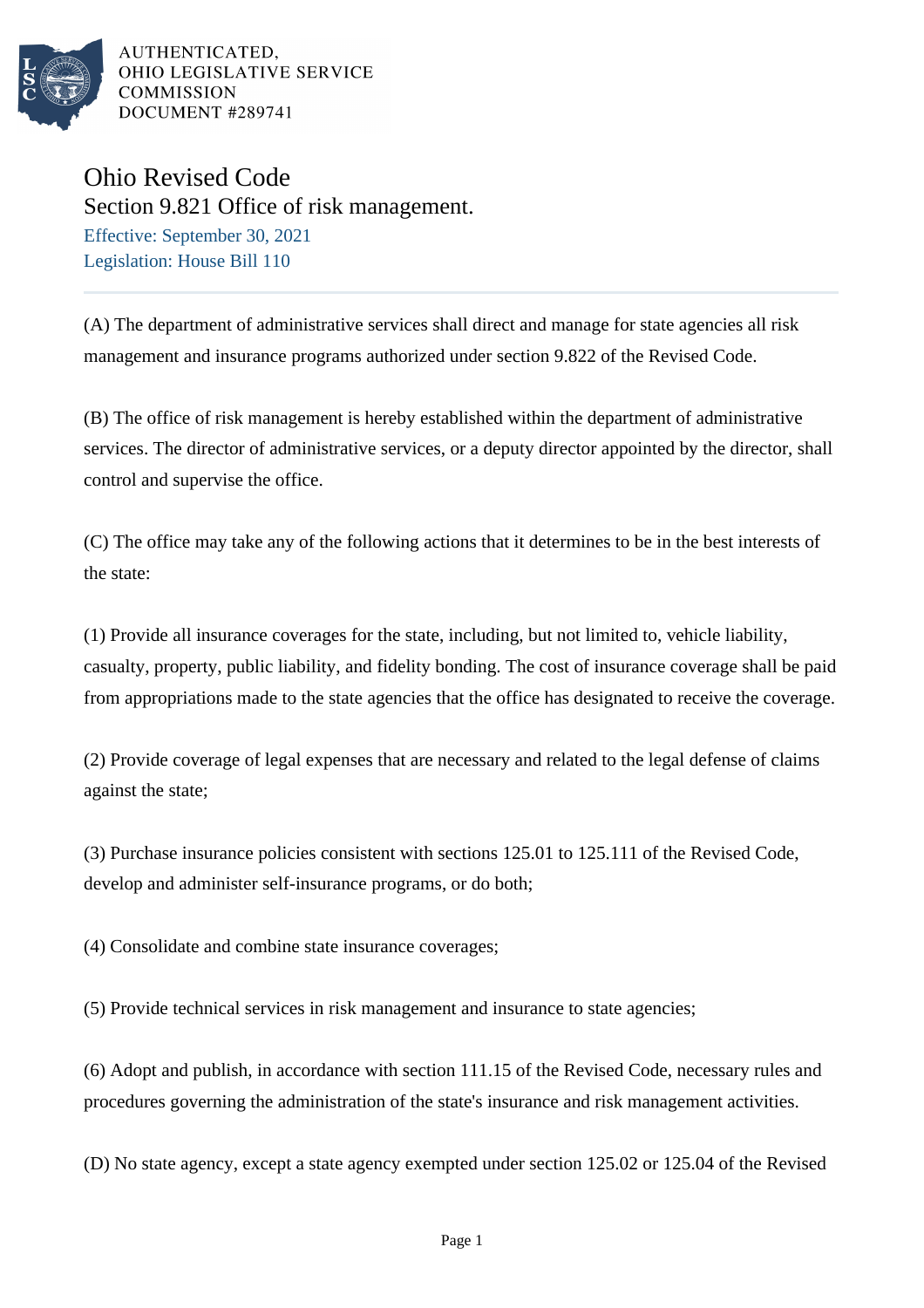AUTHENTICATED,
OHIO LEGISLATIVE SERVICE
COMMISSION
DOCUMENT #289741

# Ohio Revised Code

## Section 9.821 Office of risk management.

Effective: September 30, 2021

Legislation: House Bill 110

(A) The department of administrative services shall direct and manage for state agencies all risk management and insurance programs authorized under section 9.822 of the Revised Code.

(B) The office of risk management is hereby established within the department of administrative services. The director of administrative services, or a deputy director appointed by the director, shall control and supervise the office.

(C) The office may take any of the following actions that it determines to be in the best interests of the state:

(1) Provide all insurance coverages for the state, including, but not limited to, vehicle liability, casualty, property, public liability, and fidelity bonding. The cost of insurance coverage shall be paid from appropriations made to the state agencies that the office has designated to receive the coverage.

(2) Provide coverage of legal expenses that are necessary and related to the legal defense of claims against the state;

(3) Purchase insurance policies consistent with sections 125.01 to 125.111 of the Revised Code, develop and administer self-insurance programs, or do both;

(4) Consolidate and combine state insurance coverages;

(5) Provide technical services in risk management and insurance to state agencies;

(6) Adopt and publish, in accordance with section 111.15 of the Revised Code, necessary rules and procedures governing the administration of the state's insurance and risk management activities.

(D) No state agency, except a state agency exempted under section 125.02 or 125.04 of the Revised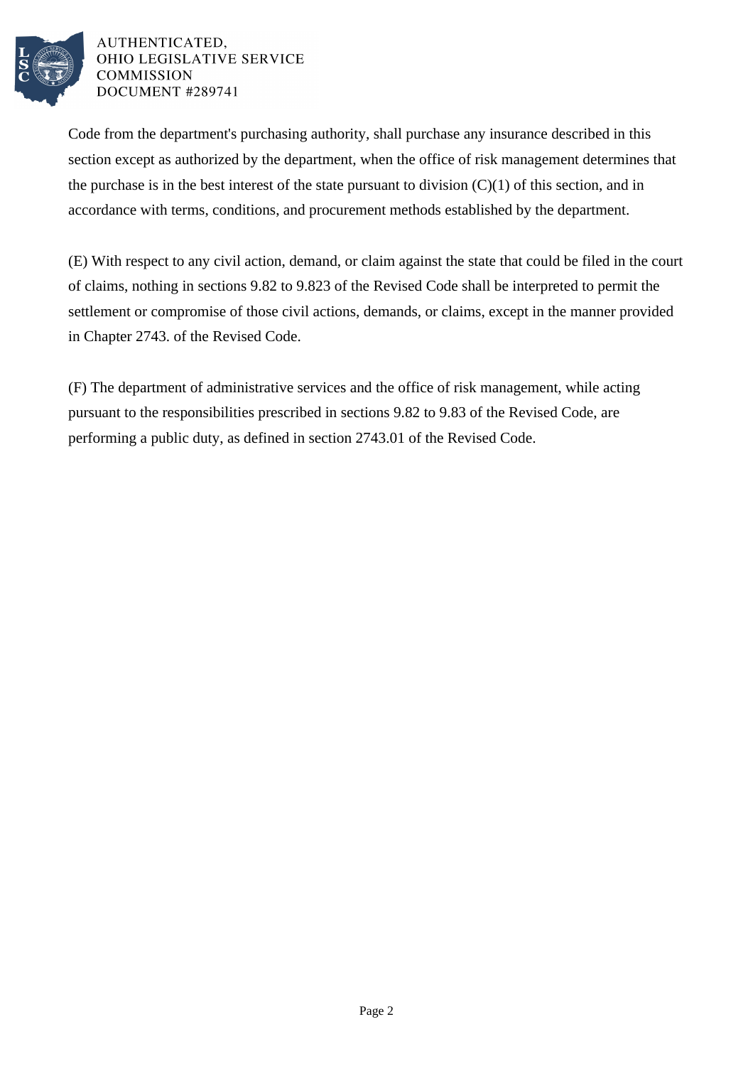Code from the department's purchasing authority, shall purchase any insurance described in this section except as authorized by the department, when the office of risk management determines that the purchase is in the best interest of the state pursuant to division (C)(1) of this section, and in accordance with terms, conditions, and procurement methods established by the department.

(E) With respect to any civil action, demand, or claim against the state that could be filed in the court of claims, nothing in sections 9.82 to 9.823 of the Revised Code shall be interpreted to permit the settlement or compromise of those civil actions, demands, or claims, except in the manner provided in Chapter 2743. of the Revised Code.

(F) The department of administrative services and the office of risk management, while acting pursuant to the responsibilities prescribed in sections 9.82 to 9.83 of the Revised Code, are performing a public duty, as defined in section 2743.01 of the Revised Code.